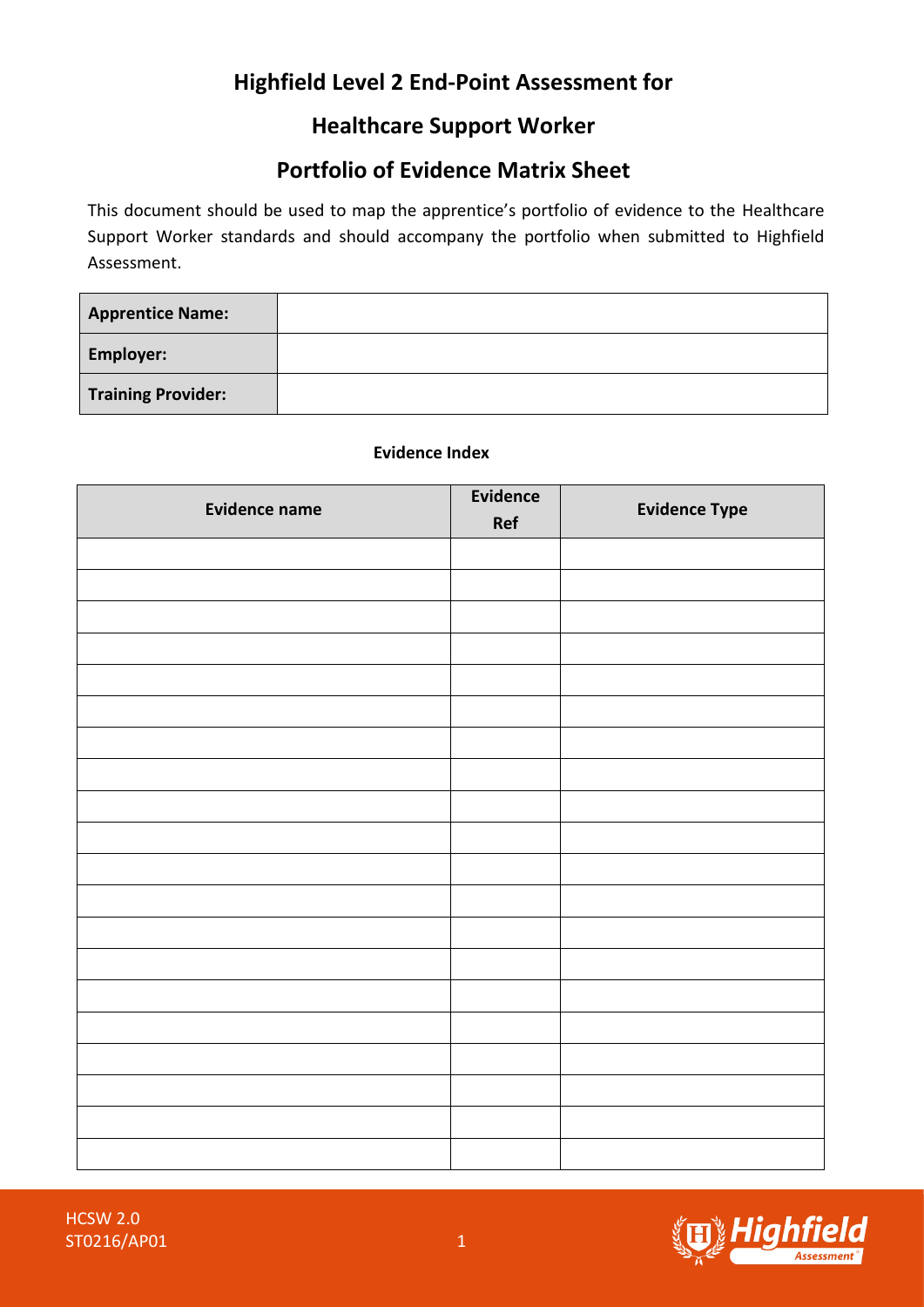# Highfield Level 2 End-Point Assessment for

# Healthcare Support Worker

# Portfolio of Evidence Matrix Sheet

This document should be used to map the apprentice's portfolio of evidence to the Healthcare Support Worker standards and should accompany the portfolio when submitted to Highfield Assessment.

| **Apprentice Name:** | |
|---|---|
| **Employer:** | |
| **Training Provider:** | |

**Evidence Index**

| Evidence name | Evidence Ref | Evidence Type |
|---|---|---|
| | | |
| | | |
| | | |
| | | |
| | | |
| | | |
| | | |
| | | |
| | | |
| | | |
| | | |
| | | |
| | | |
| | | |
| | | |
| | | |
| | | |
| | | |
| | | |
| | | |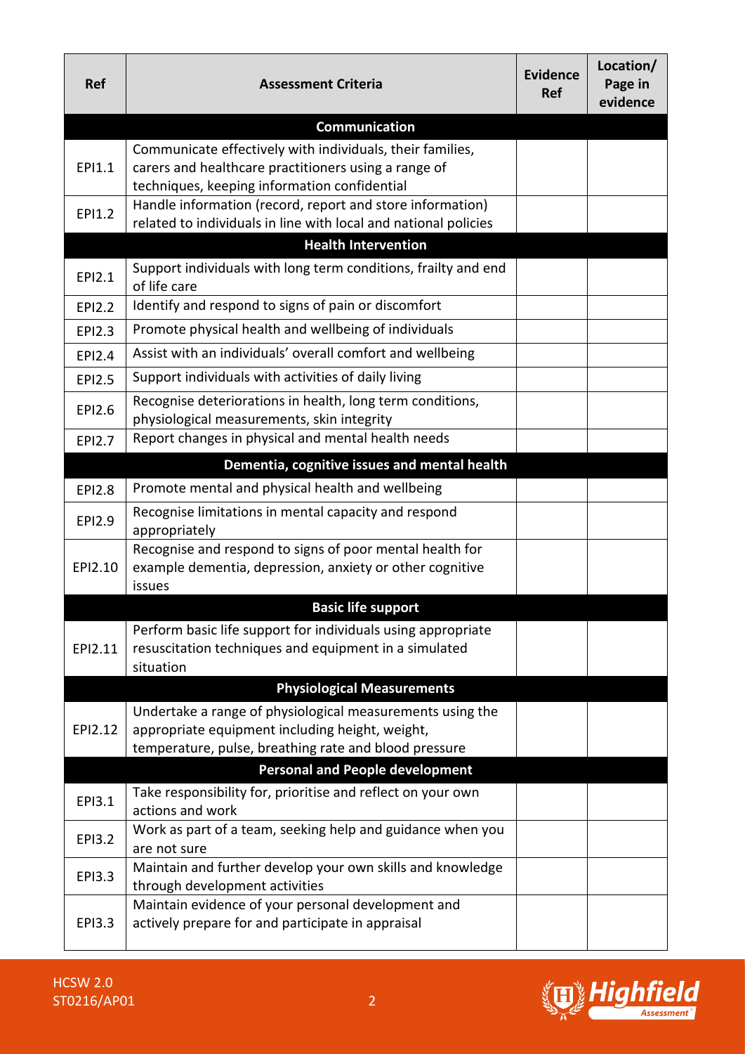| Ref | Assessment Criteria | Evidence Ref | Location/ Page in evidence |
|---|---|---|---|
| | **Communication** | | |
| EPI1.1 | Communicate effectively with individuals, their families, carers and healthcare practitioners using a range of techniques, keeping information confidential | | |
| EPI1.2 | Handle information (record, report and store information) related to individuals in line with local and national policies | | |
| | **Health Intervention** | | |
| EPI2.1 | Support individuals with long term conditions, frailty and end of life care | | |
| EPI2.2 | Identify and respond to signs of pain or discomfort | | |
| EPI2.3 | Promote physical health and wellbeing of individuals | | |
| EPI2.4 | Assist with an individuals' overall comfort and wellbeing | | |
| EPI2.5 | Support individuals with activities of daily living | | |
| EPI2.6 | Recognise deteriorations in health, long term conditions, physiological measurements, skin integrity | | |
| EPI2.7 | Report changes in physical and mental health needs | | |
| | **Dementia, cognitive issues and mental health** | | |
| EPI2.8 | Promote mental and physical health and wellbeing | | |
| EPI2.9 | Recognise limitations in mental capacity and respond appropriately | | |
| EPI2.10 | Recognise and respond to signs of poor mental health for example dementia, depression, anxiety or other cognitive issues | | |
| | **Basic life support** | | |
| EPI2.11 | Perform basic life support for individuals using appropriate resuscitation techniques and equipment in a simulated situation | | |
| | **Physiological Measurements** | | |
| EPI2.12 | Undertake a range of physiological measurements using the appropriate equipment including height, weight, temperature, pulse, breathing rate and blood pressure | | |
| | **Personal and People development** | | |
| EPI3.1 | Take responsibility for, prioritise and reflect on your own actions and work | | |
| EPI3.2 | Work as part of a team, seeking help and guidance when you are not sure | | |
| EPI3.3 | Maintain and further develop your own skills and knowledge through development activities | | |
| EPI3.3 | Maintain evidence of your personal development and actively prepare for and participate in appraisal | | |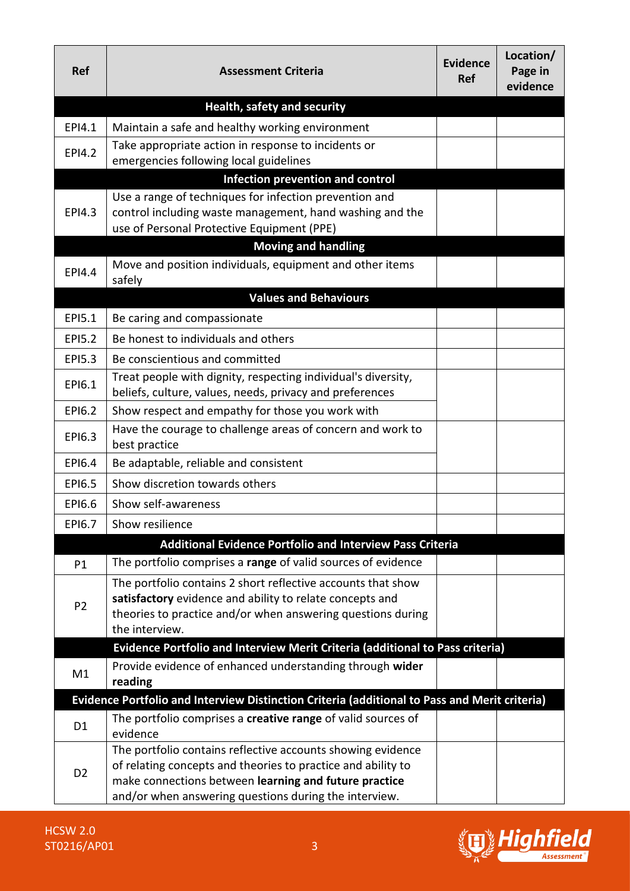| Ref | Assessment Criteria | Evidence Ref | Location/ Page in evidence |
|---|---|---|---|
| | **Health, safety and security** | | |
| EPI4.1 | Maintain a safe and healthy working environment | | |
| EPI4.2 | Take appropriate action in response to incidents or emergencies following local guidelines | | |
| | **Infection prevention and control** | | |
| EPI4.3 | Use a range of techniques for infection prevention and control including waste management, hand washing and the use of Personal Protective Equipment (PPE) | | |
| | **Moving and handling** | | |
| EPI4.4 | Move and position individuals, equipment and other items safely | | |
| | **Values and Behaviours** | | |
| EPI5.1 | Be caring and compassionate | | |
| EPI5.2 | Be honest to individuals and others | | |
| EPI5.3 | Be conscientious and committed | | |
| EPI6.1 | Treat people with dignity, respecting individual's diversity, beliefs, culture, values, needs, privacy and preferences | | |
| EPI6.2 | Show respect and empathy for those you work with | | |
| EPI6.3 | Have the courage to challenge areas of concern and work to best practice | | |
| EPI6.4 | Be adaptable, reliable and consistent | | |
| EPI6.5 | Show discretion towards others | | |
| EPI6.6 | Show self-awareness | | |
| EPI6.7 | Show resilience | | |
| | **Additional Evidence Portfolio and Interview Pass Criteria** | | |
| P1 | The portfolio comprises a **range** of valid sources of evidence | | |
| P2 | The portfolio contains 2 short reflective accounts that show **satisfactory** evidence and ability to relate concepts and theories to practice and/or when answering questions during the interview. | | |
| | **Evidence Portfolio and Interview Merit Criteria (additional to Pass criteria)** | | |
| M1 | Provide evidence of enhanced understanding through **wider reading** | | |
| | **Evidence Portfolio and Interview Distinction Criteria (additional to Pass and Merit criteria)** | | |
| D1 | The portfolio comprises a **creative range** of valid sources of evidence | | |
| D2 | The portfolio contains reflective accounts showing evidence of relating concepts and theories to practice and ability to make connections between **learning and future practice** and/or when answering questions during the interview. | | |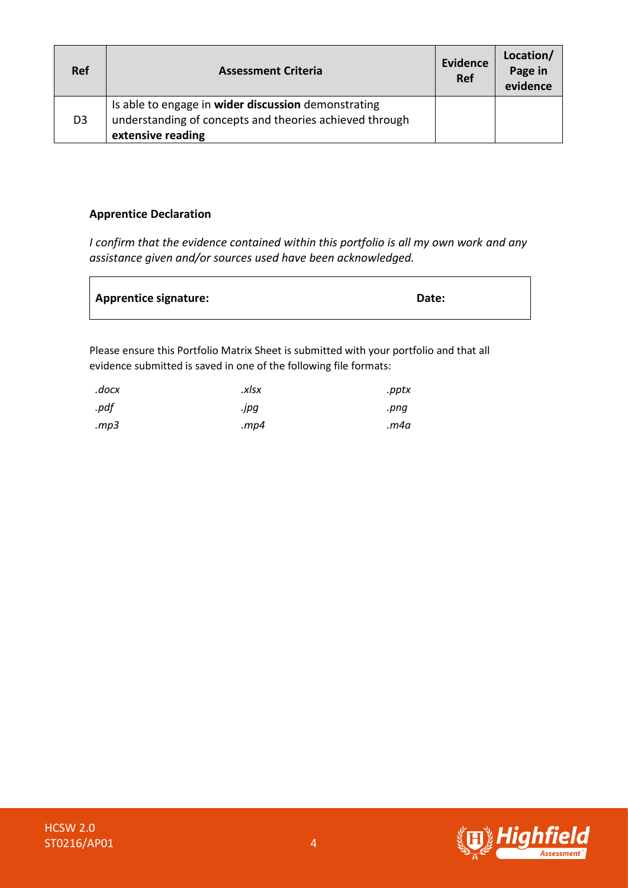| Ref | Assessment Criteria | Evidence Ref | Location/ Page in evidence |
| --- | --- | --- | --- |
| D3 | Is able to engage in **wider discussion** demonstrating understanding of concepts and theories achieved through **extensive reading** | | |

**Apprentice Declaration**

*I confirm that the evidence contained within this portfolio is all my own work and any assistance given and/or sources used have been acknowledged.*

| | |
| --- | --- |
| **Apprentice signature:** | **Date:** |

Please ensure this Portfolio Matrix Sheet is submitted with your portfolio and that all evidence submitted is saved in one of the following file formats:

| | | |
| --- | --- | --- |
| *.docx* | *.xlsx* | *.pptx* |
| *.pdf* | *.jpg* | *.png* |
| *.mp3* | *.mp4* | *.m4a* |